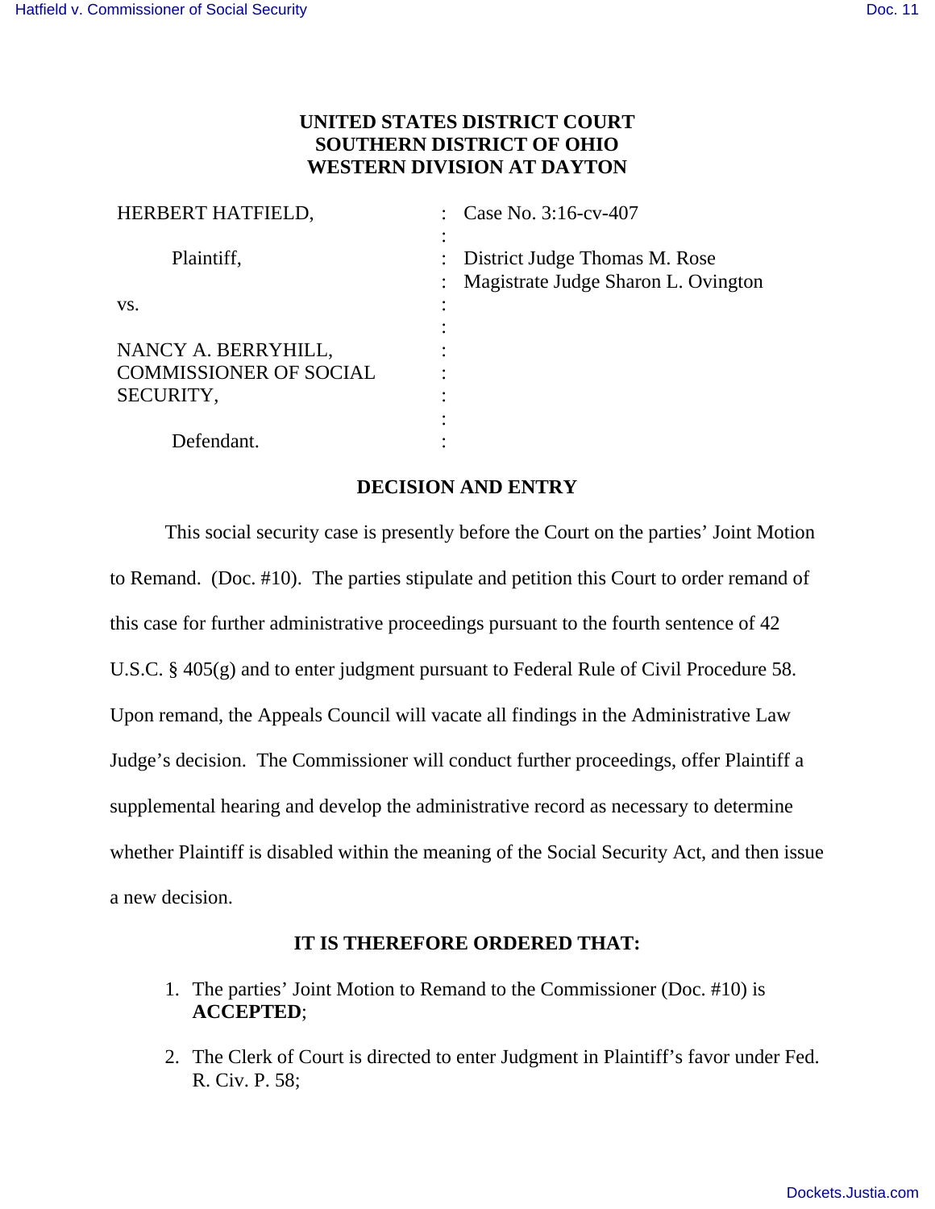**UNITED STATES DISTRICT COURT**
**SOUTHERN DISTRICT OF OHIO**
**WESTERN DIVISION AT DAYTON**

| | | |
|---|---|---|
| HERBERT HATFIELD, | : | Case No. 3:16-cv-407 |
| | : | |
| Plaintiff, | : | District Judge Thomas M. Rose |
| | : | Magistrate Judge Sharon L. Ovington |
| vs. | : | |
| | : | |
| NANCY A. BERRYHILL, COMMISSIONER OF SOCIAL SECURITY, | : | |
| | : | |
| Defendant. | : | |

**DECISION AND ENTRY**

This social security case is presently before the Court on the parties' Joint Motion to Remand. (Doc. #10). The parties stipulate and petition this Court to order remand of this case for further administrative proceedings pursuant to the fourth sentence of 42 U.S.C. § 405(g) and to enter judgment pursuant to Federal Rule of Civil Procedure 58. Upon remand, the Appeals Council will vacate all findings in the Administrative Law Judge's decision. The Commissioner will conduct further proceedings, offer Plaintiff a supplemental hearing and develop the administrative record as necessary to determine whether Plaintiff is disabled within the meaning of the Social Security Act, and then issue a new decision.

**IT IS THEREFORE ORDERED THAT:**

1. The parties' Joint Motion to Remand to the Commissioner (Doc. #10) is **ACCEPTED**;

2. The Clerk of Court is directed to enter Judgment in Plaintiff's favor under Fed. R. Civ. P. 58;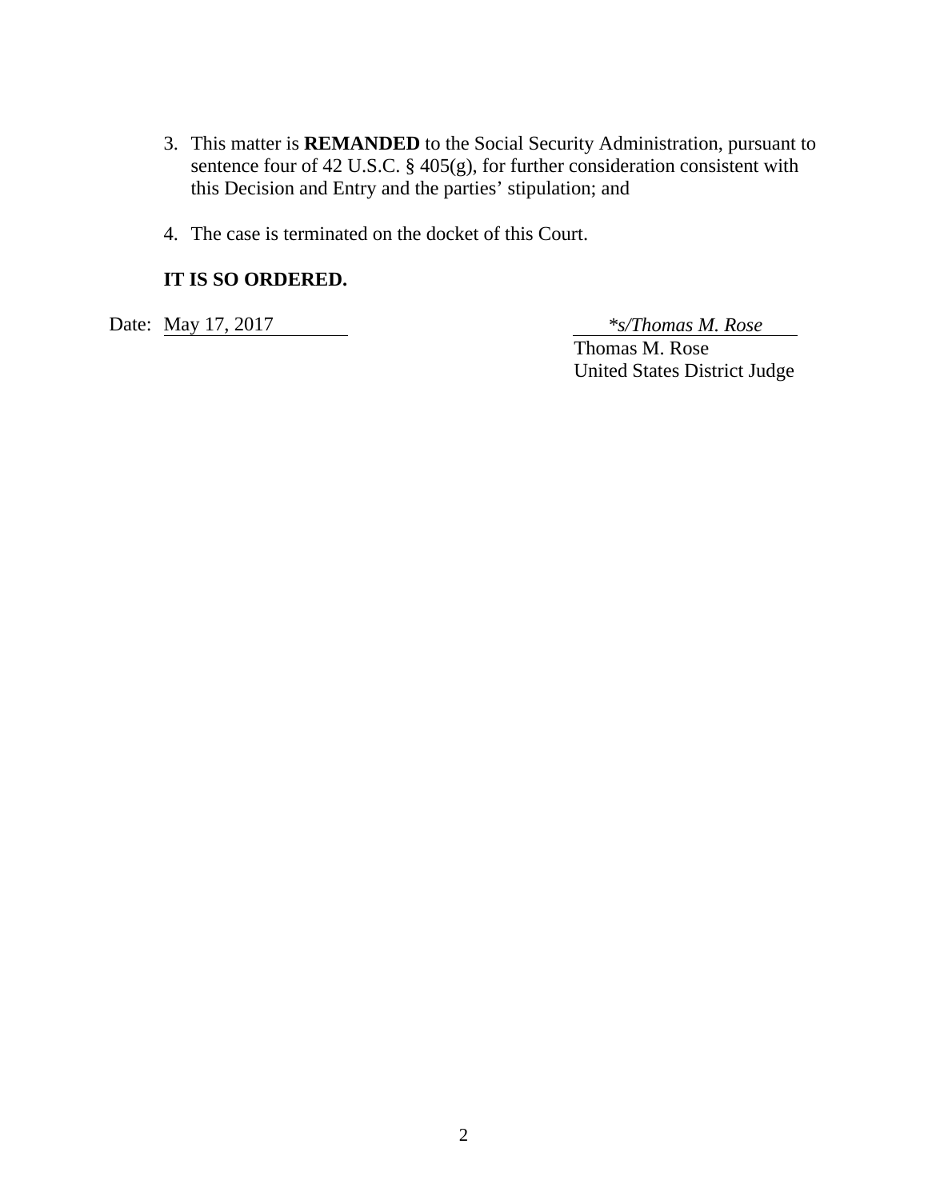3. This matter is **REMANDED** to the Social Security Administration, pursuant to sentence four of 42 U.S.C. § 405(g), for further consideration consistent with this Decision and Entry and the parties' stipulation; and

4. The case is terminated on the docket of this Court.

**IT IS SO ORDERED.**

Date: May 17, 2017

*\*s/Thomas M. Rose*
Thomas M. Rose
United States District Judge